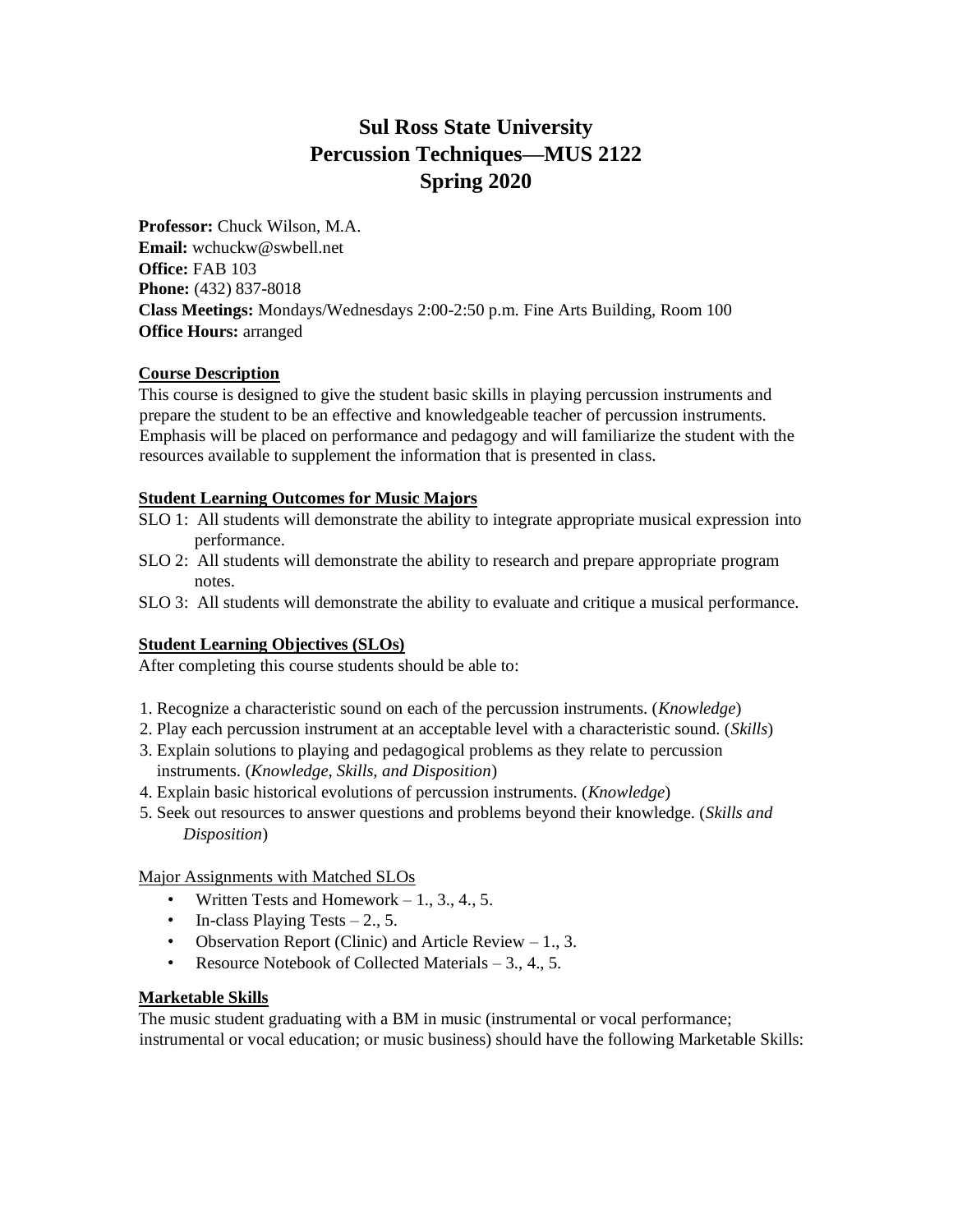# Sul Ross State University
# Percussion Techniques—MUS 2122
# Spring 2020

**Professor:** Chuck Wilson, M.A.
**Email:** wchuckw@swbell.net
**Office:** FAB 103
**Phone:** (432) 837-8018
**Class Meetings:** Mondays/Wednesdays 2:00-2:50 p.m. Fine Arts Building, Room 100
**Office Hours:** arranged

## Course Description

This course is designed to give the student basic skills in playing percussion instruments and prepare the student to be an effective and knowledgeable teacher of percussion instruments. Emphasis will be placed on performance and pedagogy and will familiarize the student with the resources available to supplement the information that is presented in class.

## Student Learning Outcomes for Music Majors

SLO 1: All students will demonstrate the ability to integrate appropriate musical expression into performance.
SLO 2: All students will demonstrate the ability to research and prepare appropriate program notes.
SLO 3: All students will demonstrate the ability to evaluate and critique a musical performance.

## Student Learning Objectives (SLOs)

After completing this course students should be able to:

1. Recognize a characteristic sound on each of the percussion instruments. (*Knowledge*)
2. Play each percussion instrument at an acceptable level with a characteristic sound. (*Skills*)
3. Explain solutions to playing and pedagogical problems as they relate to percussion instruments. (*Knowledge, Skills, and Disposition*)
4. Explain basic historical evolutions of percussion instruments. (*Knowledge*)
5. Seek out resources to answer questions and problems beyond their knowledge. (*Skills and Disposition*)

Major Assignments with Matched SLOs

- Written Tests and Homework – 1., 3., 4., 5.
- In-class Playing Tests – 2., 5.
- Observation Report (Clinic) and Article Review – 1., 3.
- Resource Notebook of Collected Materials – 3., 4., 5.

## Marketable Skills

The music student graduating with a BM in music (instrumental or vocal performance; instrumental or vocal education; or music business) should have the following Marketable Skills: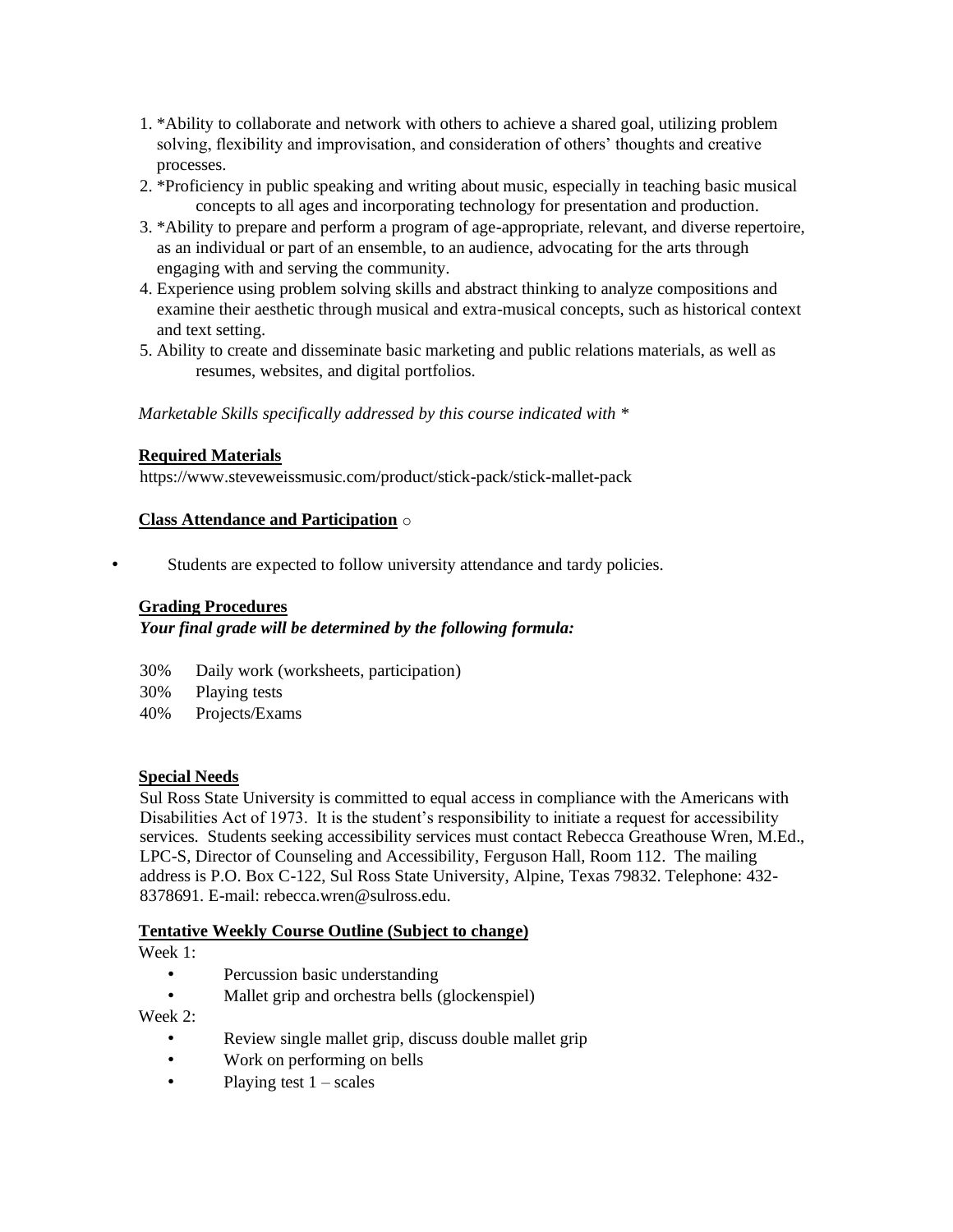1. *Ability to collaborate and network with others to achieve a shared goal, utilizing problem solving, flexibility and improvisation, and consideration of others' thoughts and creative processes.
2. *Proficiency in public speaking and writing about music, especially in teaching basic musical concepts to all ages and incorporating technology for presentation and production.
3. *Ability to prepare and perform a program of age-appropriate, relevant, and diverse repertoire, as an individual or part of an ensemble, to an audience, advocating for the arts through engaging with and serving the community.
4. Experience using problem solving skills and abstract thinking to analyze compositions and examine their aesthetic through musical and extra-musical concepts, such as historical context and text setting.
5. Ability to create and disseminate basic marketing and public relations materials, as well as resumes, websites, and digital portfolios.

*Marketable Skills specifically addressed by this course indicated with **

**Required Materials**

https://www.steveweissmusic.com/product/stick-pack/stick-mallet-pack

**Class Attendance and Participation** ○

- Students are expected to follow university attendance and tardy policies.

**Grading Procedures**

***Your final grade will be determined by the following formula:***

30% Daily work (worksheets, participation)
30% Playing tests
40% Projects/Exams

**Special Needs**

Sul Ross State University is committed to equal access in compliance with the Americans with Disabilities Act of 1973. It is the student's responsibility to initiate a request for accessibility services. Students seeking accessibility services must contact Rebecca Greathouse Wren, M.Ed., LPC-S, Director of Counseling and Accessibility, Ferguson Hall, Room 112. The mailing address is P.O. Box C-122, Sul Ross State University, Alpine, Texas 79832. Telephone: 432-8378691. E-mail: rebecca.wren@sulross.edu.

**Tentative Weekly Course Outline (Subject to change)**

Week 1:

- Percussion basic understanding
- Mallet grip and orchestra bells (glockenspiel)

Week 2:

- Review single mallet grip, discuss double mallet grip
- Work on performing on bells
- Playing test 1 – scales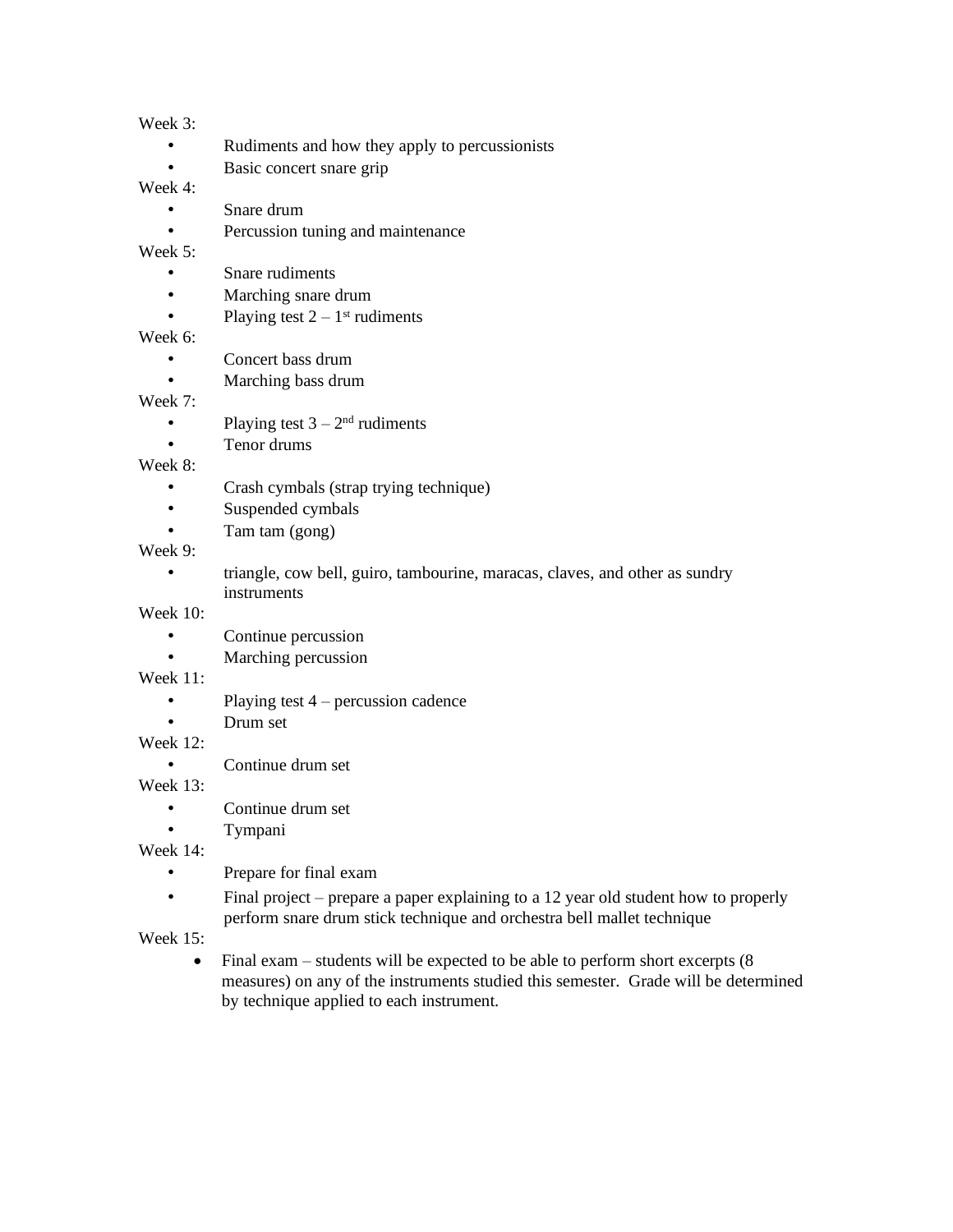Week 3:

- Rudiments and how they apply to percussionists
- Basic concert snare grip

Week 4:

- Snare drum
- Percussion tuning and maintenance

Week 5:

- Snare rudiments
- Marching snare drum
- Playing test 2 – 1st rudiments

Week 6:

- Concert bass drum
- Marching bass drum

Week 7:

- Playing test 3 – 2nd rudiments
- Tenor drums

Week 8:

- Crash cymbals (strap trying technique)
- Suspended cymbals
- Tam tam (gong)

Week 9:

- triangle, cow bell, guiro, tambourine, maracas, claves, and other as sundry instruments

Week 10:

- Continue percussion
- Marching percussion

Week 11:

- Playing test 4 – percussion cadence
- Drum set

Week 12:

- Continue drum set

Week 13:

- Continue drum set
- Tympani

Week 14:

- Prepare for final exam
- Final project – prepare a paper explaining to a 12 year old student how to properly perform snare drum stick technique and orchestra bell mallet technique

Week 15:

- Final exam – students will be expected to be able to perform short excerpts (8 measures) on any of the instruments studied this semester. Grade will be determined by technique applied to each instrument.